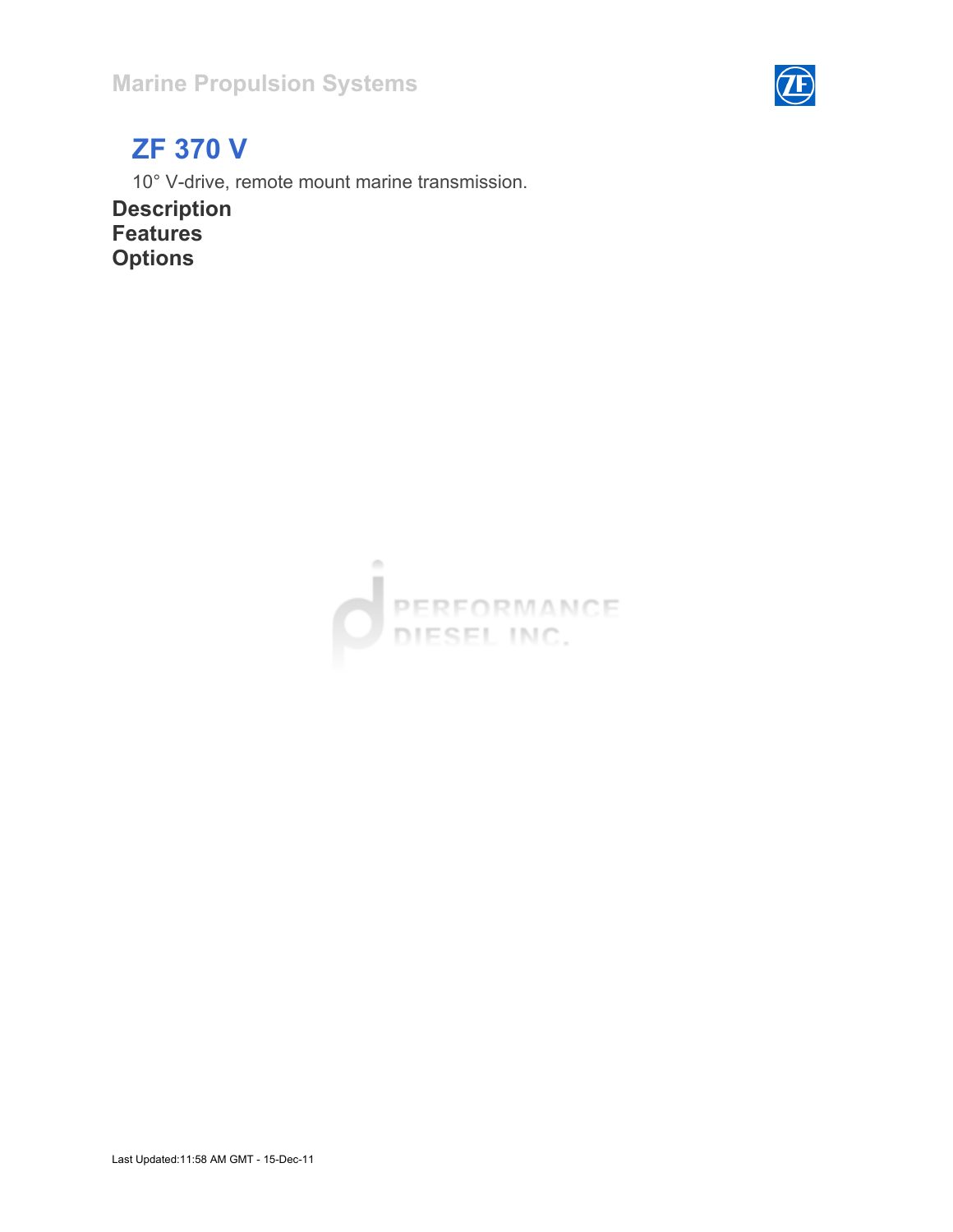# ZF 370 V

10° V-drive, remote mount marine transmission.

## Description

## Features

## Options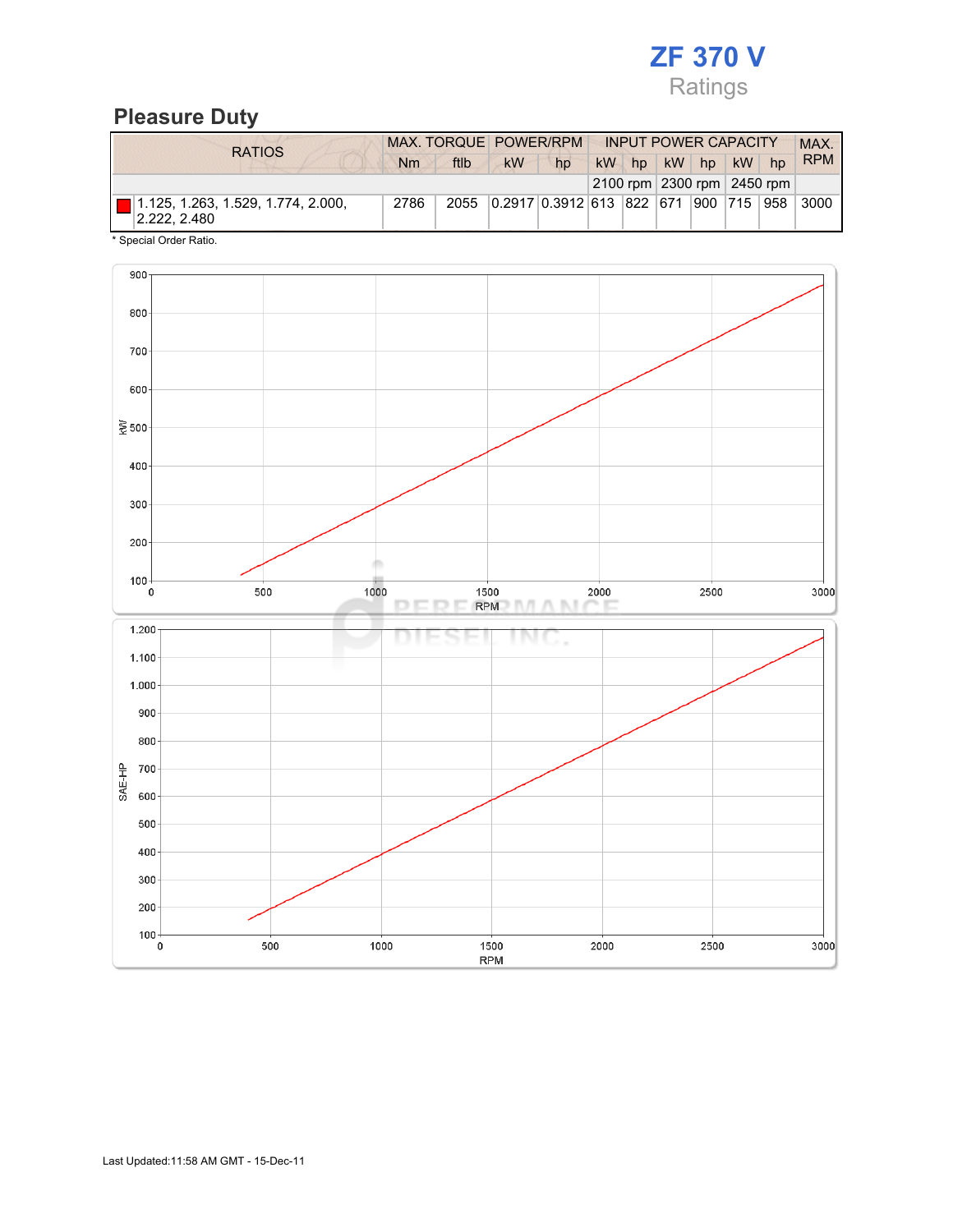# ZF 370 V

Ratings

## Pleasure Duty

| RATIOS | MAX. TORQUE | | POWER/RPM | | INPUT POWER CAPACITY | | | | | | MAX. RPM |
|---|---|---|---|---|---|---|---|---|---|---|---|
| | Nm | ftlb | kW | hp | kW | hp | kW | hp | kW | hp | |
| | | | | | 2100 rpm | | 2300 rpm | | 2450 rpm | | |
| 1.125, 1.263, 1.529, 1.774, 2.000, 2.222, 2.480 | 2786 | 2055 | 0.2917 | 0.3912 | 613 | 822 | 671 | 900 | 715 | 958 | 3000 |

* Special Order Ratio.

Last Updated:11:58 AM GMT - 15-Dec-11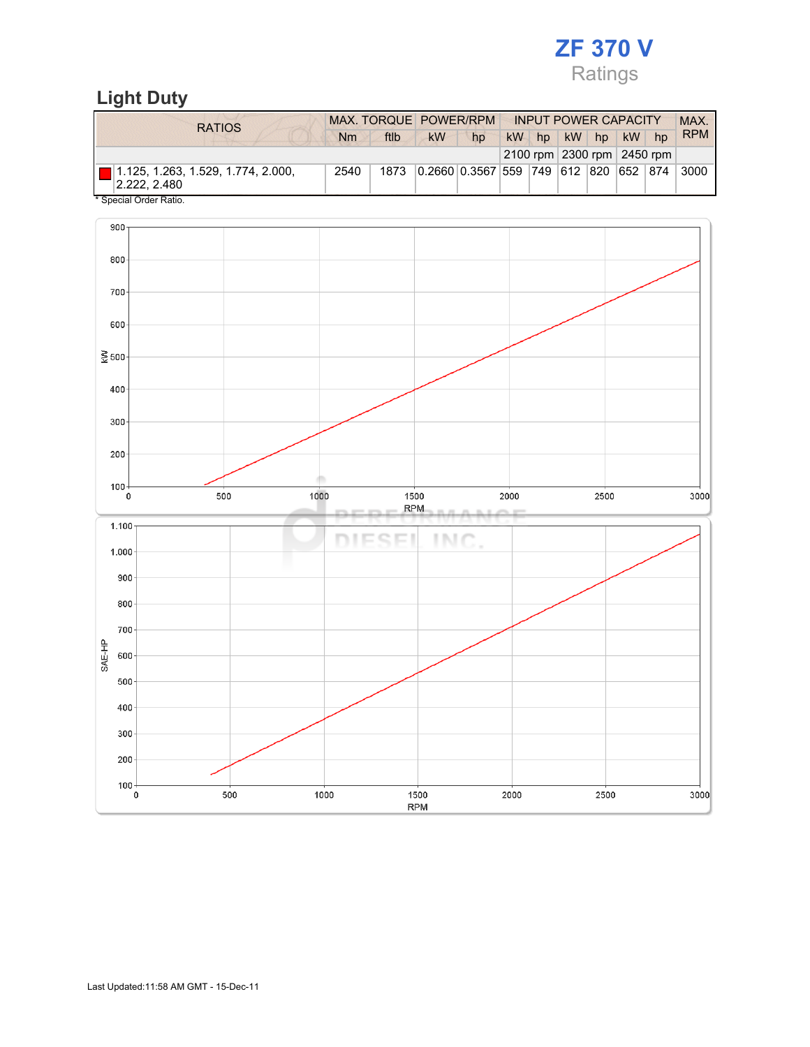# ZF 370 V

Ratings

## Light Duty

| RATIOS | MAX. TORQUE | | POWER/RPM | | INPUT POWER CAPACITY | | | | | | MAX. RPM |
|---|---|---|---|---|---|---|---|---|---|---|---|
| | Nm | ftlb | kW | hp | kW | hp | kW | hp | kW | hp | |
| | | | | | 2100 rpm | | 2300 rpm | | 2450 rpm | | |
| 1.125, 1.263, 1.529, 1.774, 2.000, 2.222, 2.480 | 2540 | 1873 | 0.2660 | 0.3567 | 559 | 749 | 612 | 820 | 652 | 874 | 3000 |

* Special Order Ratio.

Last Updated:11:58 AM GMT - 15-Dec-11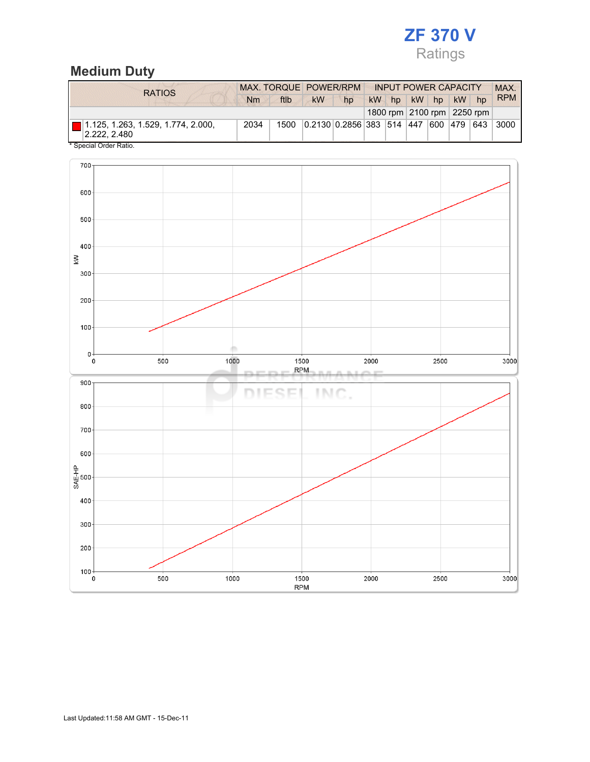# ZF 370 V

Ratings

## Medium Duty

| RATIOS | MAX. TORQUE | | POWER/RPM | | INPUT POWER CAPACITY | | | | | | MAX. RPM |
|---|---|---|---|---|---|---|---|---|---|---|---|
| | Nm | ftlb | kW | hp | kW | hp | kW | hp | kW | hp | |
| | | | | | 1800 rpm | | 2100 rpm | | 2250 rpm | | |
| 1.125, 1.263, 1.529, 1.774, 2.000, 2.222, 2.480 | 2034 | 1500 | 0.2130 | 0.2856 | 383 | 514 | 447 | 600 | 479 | 643 | 3000 |

\* Special Order Ratio.

Last Updated:11:58 AM GMT - 15-Dec-11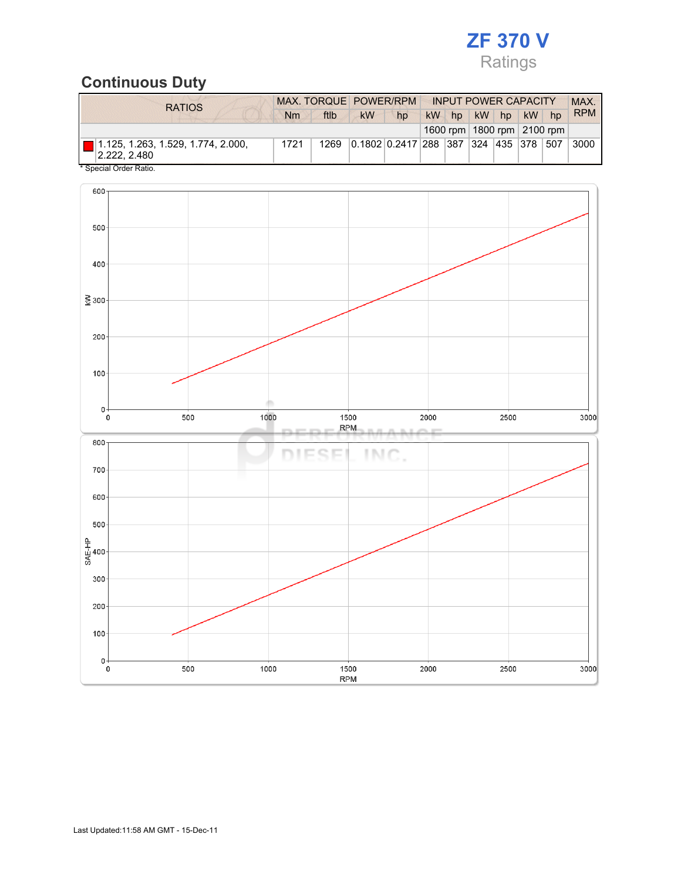# ZF 370 V

Ratings

## Continuous Duty

| RATIOS | MAX. TORQUE | | POWER/RPM | | INPUT POWER CAPACITY | | | | | | MAX. RPM |
|---|---|---|---|---|---|---|---|---|---|---|---|
| | Nm | ftlb | kW | hp | kW | hp | kW | hp | kW | hp | |
| | | | | | 1600 rpm | | 1800 rpm | | 2100 rpm | | |
| 1.125, 1.263, 1.529, 1.774, 2.000, 2.222, 2.480 | 1721 | 1269 | 0.1802 | 0.2417 | 288 | 387 | 324 | 435 | 378 | 507 | 3000 |

* Special Order Ratio.

Last Updated:11:58 AM GMT - 15-Dec-11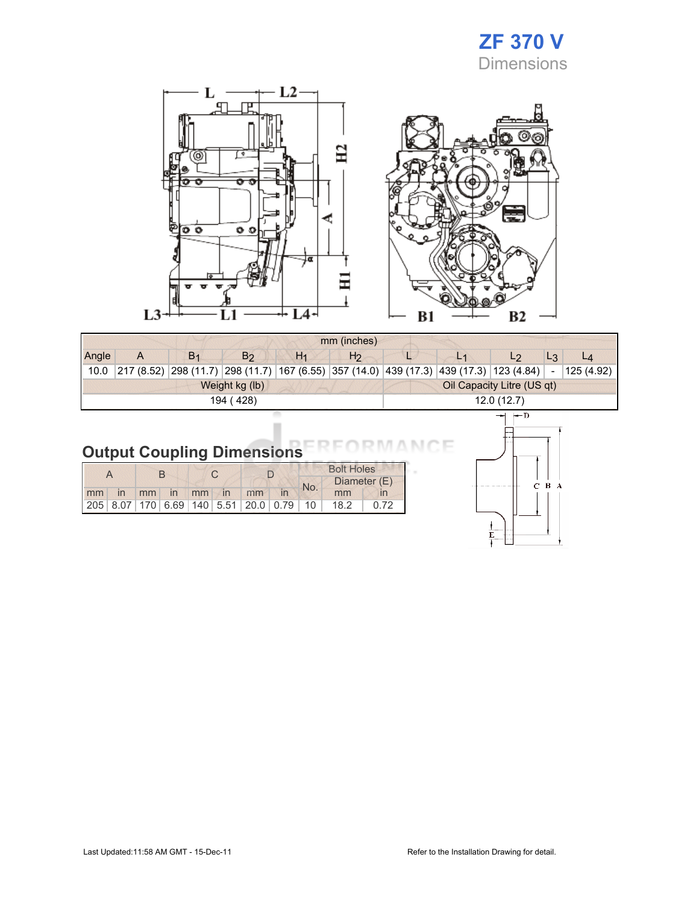# ZF 370 V

Dimensions

| mm (inches) | | | | | | | | | | |
|---|---|---|---|---|---|---|---|---|---|---|
| Angle | A | $B_1$ | $B_2$ | $H_1$ | $H_2$ | L | $L_1$ | $L_2$ | $L_3$ | $L_4$ |
| 10.0 | 217 (8.52) | 298 (11.7) | 298 (11.7) | 167 (6.55) | 357 (14.0) | 439 (17.3) | 439 (17.3) | 123 (4.84) | - | 125 (4.92) |
| Weight kg (lb) | | | | | | Oil Capacity Litre (US qt) | | | | |
| 194 ( 428) | | | | | | 12.0 (12.7) | | | | |

## Output Coupling Dimensions

| A | | B | | C | | D | | Bolt Holes | | |
|---|---|---|---|---|---|---|---|---|---|---|
| | | | | | | | | No. | Diameter (E) | |
| mm | in | mm | in | mm | in | mm | in | | mm | in |
| 205 | 8.07 | 170 | 6.69 | 140 | 5.51 | 20.0 | 0.79 | 10 | 18.2 | 0.72 |

Last Updated:11:58 AM GMT - 15-Dec-11

Refer to the Installation Drawing for detail.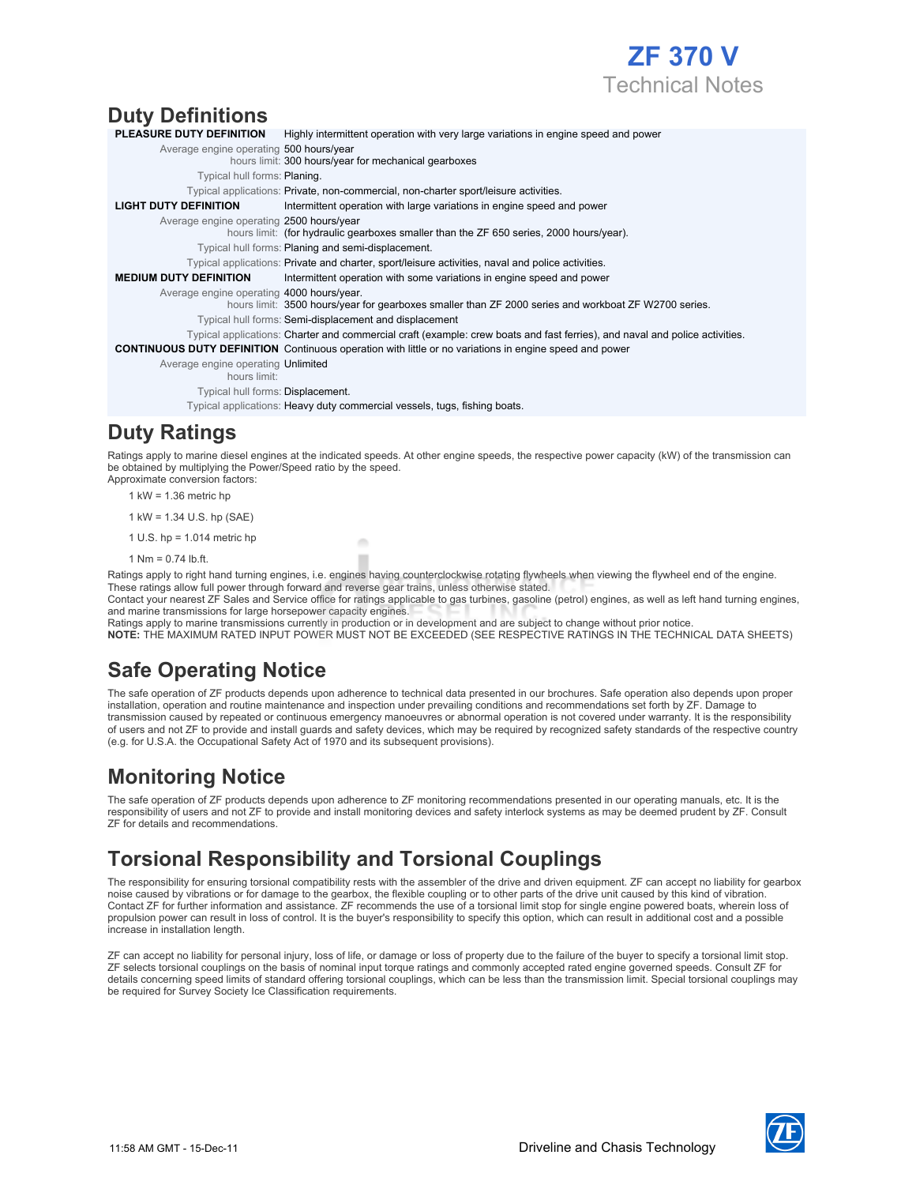# ZF 370 V
Technical Notes

## Duty Definitions

| | |
|---|---|
| **PLEASURE DUTY DEFINITION** | Highly intermittent operation with very large variations in engine speed and power |
| Average engine operating hours limit: | 500 hours/year<br>300 hours/year for mechanical gearboxes |
| Typical hull forms: | Planing. |
| Typical applications: | Private, non-commercial, non-charter sport/leisure activities. |
| **LIGHT DUTY DEFINITION** | Intermittent operation with large variations in engine speed and power |
| Average engine operating hours limit: | 2500 hours/year<br>(for hydraulic gearboxes smaller than the ZF 650 series, 2000 hours/year). |
| Typical hull forms: | Planing and semi-displacement. |
| Typical applications: | Private and charter, sport/leisure activities, naval and police activities. |
| **MEDIUM DUTY DEFINITION** | Intermittent operation with some variations in engine speed and power |
| Average engine operating hours limit: | 4000 hours/year.<br>3500 hours/year for gearboxes smaller than ZF 2000 series and workboat ZF W2700 series. |
| Typical hull forms: | Semi-displacement and displacement |
| Typical applications: | Charter and commercial craft (example: crew boats and fast ferries), and naval and police activities. |
| **CONTINUOUS DUTY DEFINITION** | Continuous operation with little or no variations in engine speed and power |
| Average engine operating hours limit: | Unlimited |
| Typical hull forms: | Displacement. |
| Typical applications: | Heavy duty commercial vessels, tugs, fishing boats. |

## Duty Ratings

Ratings apply to marine diesel engines at the indicated speeds. At other engine speeds, the respective power capacity (kW) of the transmission can be obtained by multiplying the Power/Speed ratio by the speed.
Approximate conversion factors:

1 kW = 1.36 metric hp

1 kW = 1.34 U.S. hp (SAE)

1 U.S. hp = 1.014 metric hp

1 Nm = 0.74 lb.ft.

Ratings apply to right hand turning engines, i.e. engines having counterclockwise rotating flywheels when viewing the flywheel end of the engine. These ratings allow full power through forward and reverse gear trains, unless otherwise stated.
Contact your nearest ZF Sales and Service office for ratings applicable to gas turbines, gasoline (petrol) engines, as well as left hand turning engines, and marine transmissions for large horsepower capacity engines.
Ratings apply to marine transmissions currently in production or in development and are subject to change without prior notice.
**NOTE:** THE MAXIMUM RATED INPUT POWER MUST NOT BE EXCEEDED (SEE RESPECTIVE RATINGS IN THE TECHNICAL DATA SHEETS)

## Safe Operating Notice

The safe operation of ZF products depends upon adherence to technical data presented in our brochures. Safe operation also depends upon proper installation, operation and routine maintenance and inspection under prevailing conditions and recommendations set forth by ZF. Damage to transmission caused by repeated or continuous emergency manoeuvres or abnormal operation is not covered under warranty. It is the responsibility of users and not ZF to provide and install guards and safety devices, which may be required by recognized safety standards of the respective country (e.g. for U.S.A. the Occupational Safety Act of 1970 and its subsequent provisions).

## Monitoring Notice

The safe operation of ZF products depends upon adherence to ZF monitoring recommendations presented in our operating manuals, etc. It is the responsibility of users and not ZF to provide and install monitoring devices and safety interlock systems as may be deemed prudent by ZF. Consult ZF for details and recommendations.

## Torsional Responsibility and Torsional Couplings

The responsibility for ensuring torsional compatibility rests with the assembler of the drive and driven equipment. ZF can accept no liability for gearbox noise caused by vibrations or for damage to the gearbox, the flexible coupling or to other parts of the drive unit caused by this kind of vibration. Contact ZF for further information and assistance. ZF recommends the use of a torsional limit stop for single engine powered boats, wherein loss of propulsion power can result in loss of control. It is the buyer's responsibility to specify this option, which can result in additional cost and a possible increase in installation length.

ZF can accept no liability for personal injury, loss of life, or damage or loss of property due to the failure of the buyer to specify a torsional limit stop. ZF selects torsional couplings on the basis of nominal input torque ratings and commonly accepted rated engine governed speeds. Consult ZF for details concerning speed limits of standard offering torsional couplings, which can be less than the transmission limit. Special torsional couplings may be required for Survey Society Ice Classification requirements.

11:58 AM GMT - 15-Dec-11

Driveline and Chasis Technology